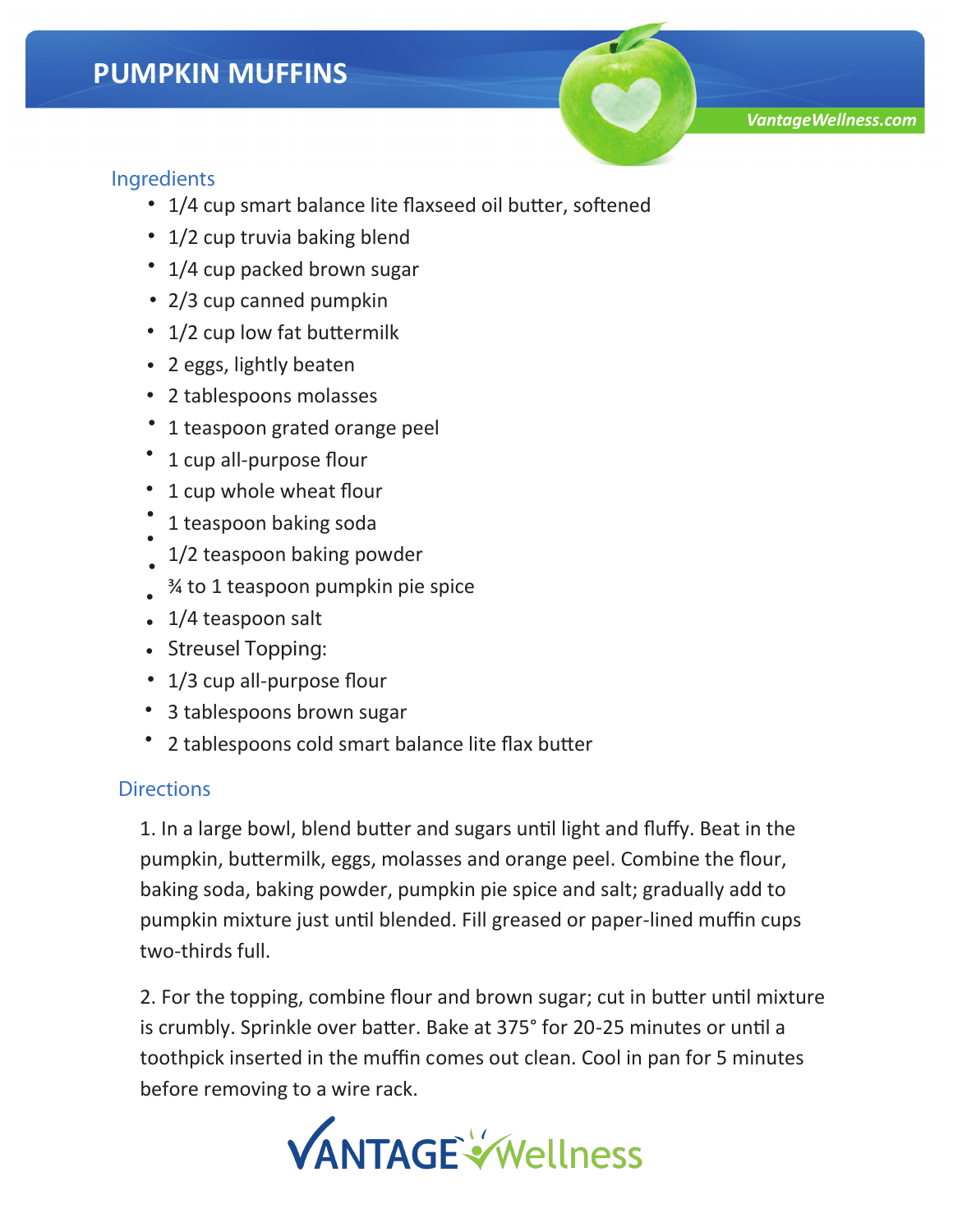# PUMPKIN MUFFINS

*VantageWellness.com*

## Ingredients

- 1/4 cup smart balance lite flaxseed oil butter, softened
- 1/2 cup truvia baking blend
- 1/4 cup packed brown sugar
- 2/3 cup canned pumpkin
- 1/2 cup low fat buttermilk
- 2 eggs, lightly beaten
- 2 tablespoons molasses
- 1 teaspoon grated orange peel
- 1 cup all-purpose flour
- 1 cup whole wheat flour
- 1 teaspoon baking soda
- 1/2 teaspoon baking powder
- ¾ to 1 teaspoon pumpkin pie spice
- 1/4 teaspoon salt
- Streusel Topping:
- 1/3 cup all-purpose flour
- 3 tablespoons brown sugar
- 2 tablespoons cold smart balance lite flax butter

## Directions

1. In a large bowl, blend butter and sugars until light and fluffy. Beat in the pumpkin, buttermilk, eggs, molasses and orange peel. Combine the flour, baking soda, baking powder, pumpkin pie spice and salt; gradually add to pumpkin mixture just until blended. Fill greased or paper-lined muffin cups two-thirds full.

2. For the topping, combine flour and brown sugar; cut in butter until mixture is crumbly. Sprinkle over batter. Bake at 375° for 20-25 minutes or until a toothpick inserted in the muffin comes out clean. Cool in pan for 5 minutes before removing to a wire rack.

VANTAGE Wellness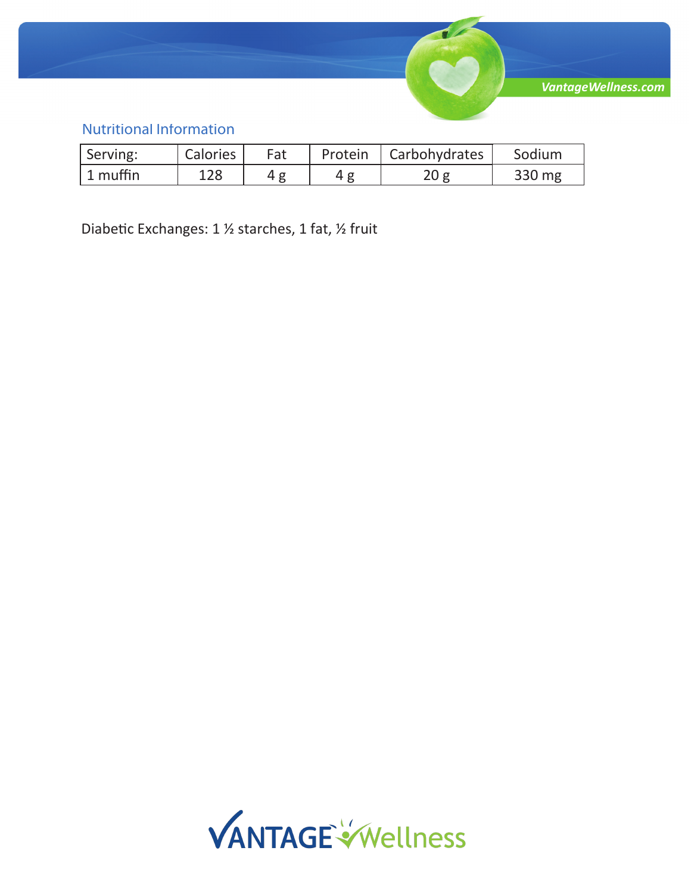## Nutritional Information

| Serving: | Calories | Fat | Protein | Carbohydrates | Sodium |
|---|---|---|---|---|---|
| 1 muffin | 128 | 4 g | 4 g | 20 g | 330 mg |

Diabetic Exchanges: 1 ½ starches, 1 fat, ½ fruit